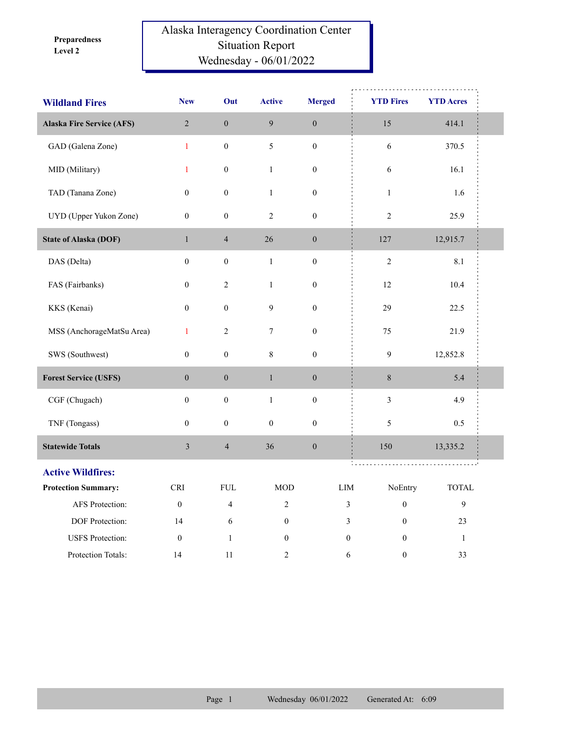**Preparedness Level 2**

# Alaska Interagency Coordination Center
## Situation Report
## Wednesday - 06/01/2022

| Wildland Fires | New | Out | Active | Merged | YTD Fires | YTD Acres |
|---|---|---|---|---|---|---|
| **Alaska Fire Service (AFS)** | 2 | 0 | 9 | 0 | 15 | 414.1 |
| GAD (Galena Zone) | 1 | 0 | 5 | 0 | 6 | 370.5 |
| MID (Military) | 1 | 0 | 1 | 0 | 6 | 16.1 |
| TAD (Tanana Zone) | 0 | 0 | 1 | 0 | 1 | 1.6 |
| UYD (Upper Yukon Zone) | 0 | 0 | 2 | 0 | 2 | 25.9 |
| **State of Alaska (DOF)** | 1 | 4 | 26 | 0 | 127 | 12,915.7 |
| DAS (Delta) | 0 | 0 | 1 | 0 | 2 | 8.1 |
| FAS (Fairbanks) | 0 | 2 | 1 | 0 | 12 | 10.4 |
| KKS (Kenai) | 0 | 0 | 9 | 0 | 29 | 22.5 |
| MSS (AnchorageMatSu Area) | 1 | 2 | 7 | 0 | 75 | 21.9 |
| SWS (Southwest) | 0 | 0 | 8 | 0 | 9 | 12,852.8 |
| **Forest Service (USFS)** | 0 | 0 | 1 | 0 | 8 | 5.4 |
| CGF (Chugach) | 0 | 0 | 1 | 0 | 3 | 4.9 |
| TNF (Tongass) | 0 | 0 | 0 | 0 | 5 | 0.5 |
| **Statewide Totals** | 3 | 4 | 36 | 0 | 150 | 13,335.2 |

## Active Wildfires:

| Protection Summary: | CRI | FUL | MOD | LIM | NoEntry | TOTAL |
|---|---|---|---|---|---|---|
| AFS Protection: | 0 | 4 | 2 | 3 | 0 | 9 |
| DOF Protection: | 14 | 6 | 0 | 3 | 0 | 23 |
| USFS Protection: | 0 | 1 | 0 | 0 | 0 | 1 |
| Protection Totals: | 14 | 11 | 2 | 6 | 0 | 33 |

Wednesday 06/01/2022 Generated At: 6:09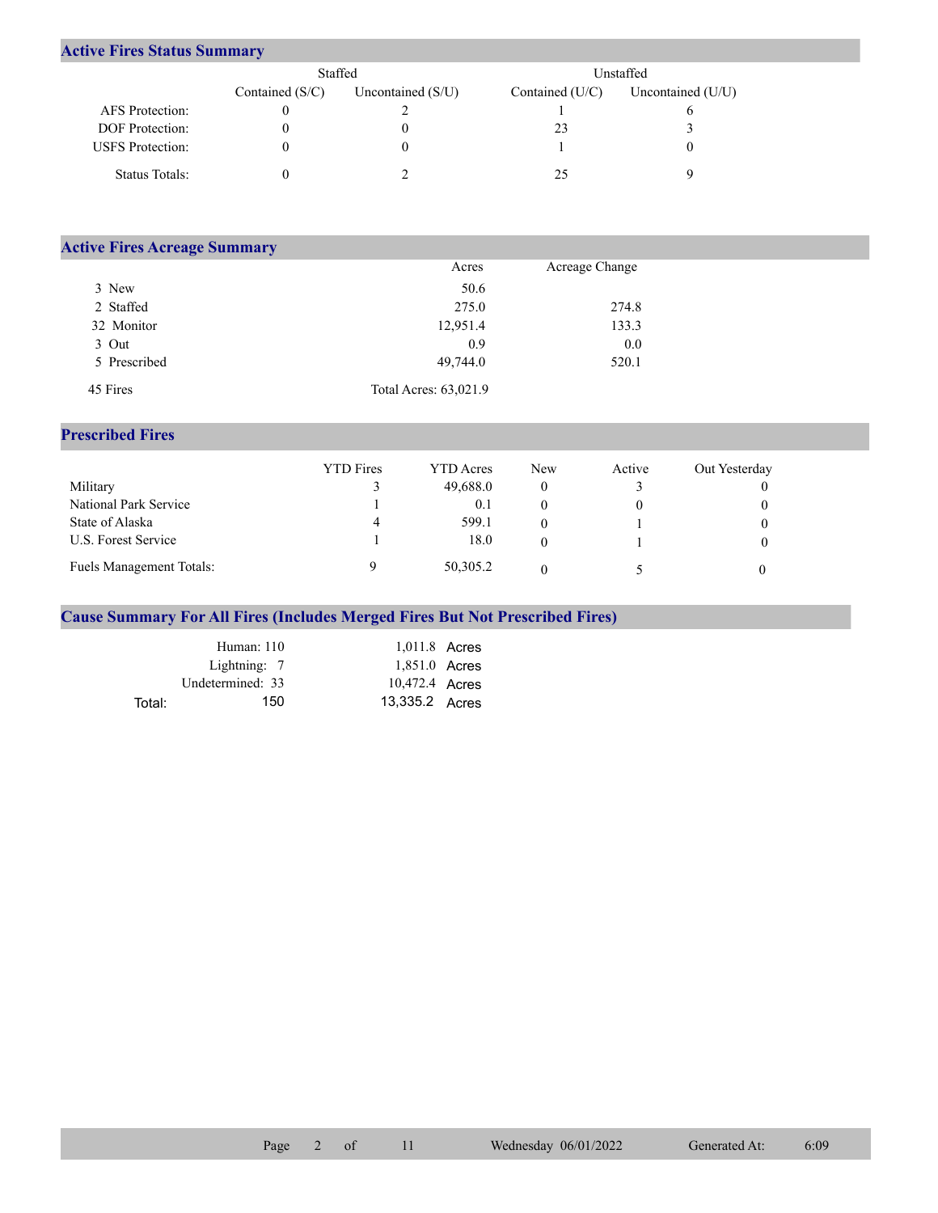## Active Fires Status Summary

| | Staffed | | Unstaffed | |
|---|---|---|---|---|
| | Contained (S/C) | Uncontained (S/U) | Contained (U/C) | Uncontained (U/U) |
| AFS Protection: | 0 | 2 | 1 | 6 |
| DOF Protection: | 0 | 0 | 23 | 3 |
| USFS Protection: | 0 | 0 | 1 | 0 |
| Status Totals: | 0 | 2 | 25 | 9 |

## Active Fires Acreage Summary

| | Acres | Acreage Change |
|---|---|---|
| 3 New | 50.6 | |
| 2 Staffed | 275.0 | 274.8 |
| 32 Monitor | 12,951.4 | 133.3 |
| 3 Out | 0.9 | 0.0 |
| 5 Prescribed | 49,744.0 | 520.1 |
| 45 Fires | Total Acres: 63,021.9 | |

## Prescribed Fires

| | YTD Fires | YTD Acres | New | Active | Out Yesterday |
|---|---|---|---|---|---|
| Military | 3 | 49,688.0 | 0 | 3 | 0 |
| National Park Service | 1 | 0.1 | 0 | 0 | 0 |
| State of Alaska | 4 | 599.1 | 0 | 1 | 0 |
| U.S. Forest Service | 1 | 18.0 | 0 | 1 | 0 |
| Fuels Management Totals: | 9 | 50,305.2 | 0 | 5 | 0 |

## Cause Summary For All Fires (Includes Merged Fires But Not Prescribed Fires)

| | | |
|---|---|---|
| Human: | 110 | 1,011.8 Acres |
| Lightning: | 7 | 1,851.0 Acres |
| Undetermined: | 33 | 10,472.4 Acres |
| Total: | 150 | 13,335.2 Acres |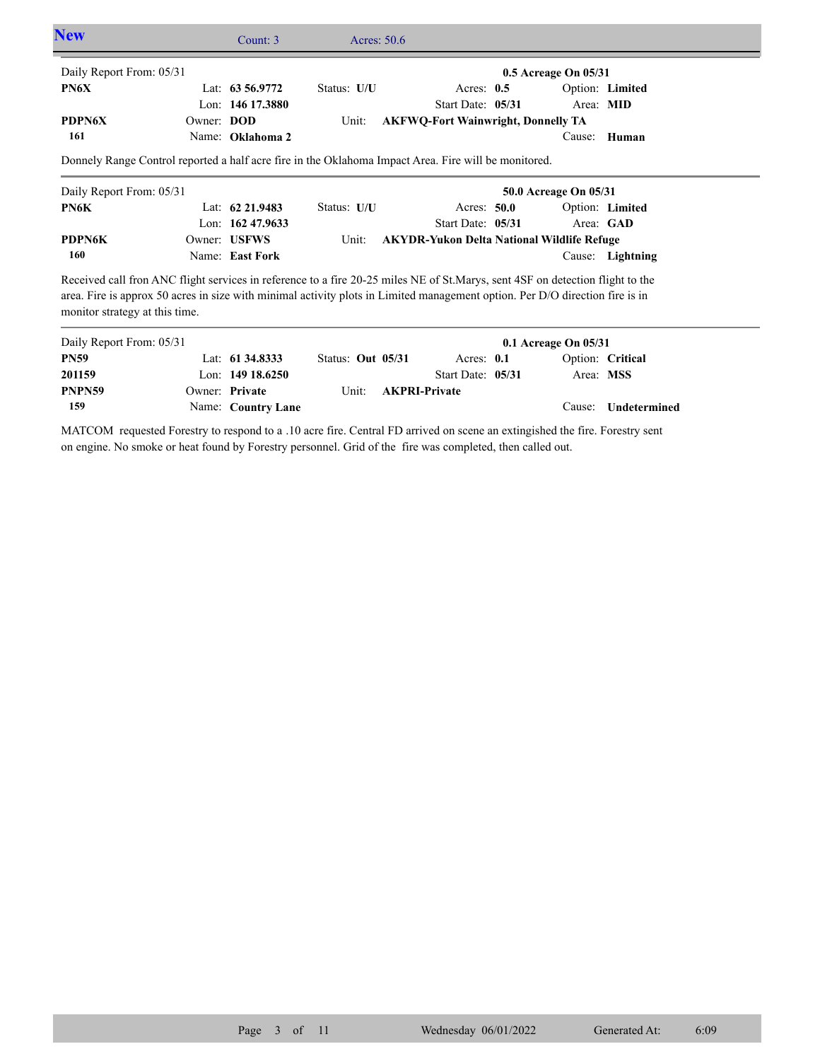## New

Count: 3 Acres: 50.6

---

Daily Report From: 05/31 **0.5 Acreage On 05/31**

| | | | |
|---|---|---|---|
| **PN6X** | Lat: **63 56.9772** | Status: **U/U** | Acres: **0.5** | 
| | Lon: **146 17.3880** | | Start Date: **05/31** |
| **PDPN6X** | Owner: **DOD** | Unit: | **AKFWQ-Fort Wainwright, Donnelly TA** |
| **161** | Name: **Oklahoma 2** | | |

Option: **Limited**
Area: **MID**
Cause: **Human**

Donnely Range Control reported a half acre fire in the Oklahoma Impact Area. Fire will be monitored.

---

Daily Report From: 05/31 **50.0 Acreage On 05/31**

| | | | |
|---|---|---|---|
| **PN6K** | Lat: **62 21.9483** | Status: **U/U** | Acres: **50.0** |
| | Lon: **162 47.9633** | | Start Date: **05/31** |
| **PDPN6K** | Owner: **USFWS** | Unit: | **AKYDR-Yukon Delta National Wildlife Refuge** |
| **160** | Name: **East Fork** | | |

Option: **Limited**
Area: **GAD**
Cause: **Lightning**

Received call fron ANC flight services in reference to a fire 20-25 miles NE of St.Marys, sent 4SF on detection flight to the area. Fire is approx 50 acres in size with minimal activity plots in Limited management option. Per D/O direction fire is in monitor strategy at this time.

---

Daily Report From: 05/31 **0.1 Acreage On 05/31**

| | | | |
|---|---|---|---|
| **PN59** | Lat: **61 34.8333** | Status: **Out 05/31** | Acres: **0.1** |
| **201159** | Lon: **149 18.6250** | | Start Date: **05/31** |
| **PNPN59** | Owner: **Private** | Unit: | **AKPRI-Private** |
| **159** | Name: **Country Lane** | | |

Option: **Critical**
Area: **MSS**
Cause: **Undetermined**

MATCOM requested Forestry to respond to a .10 acre fire. Central FD arrived on scene an extingished the fire. Forestry sent on engine. No smoke or heat found by Forestry personnel. Grid of the fire was completed, then called out.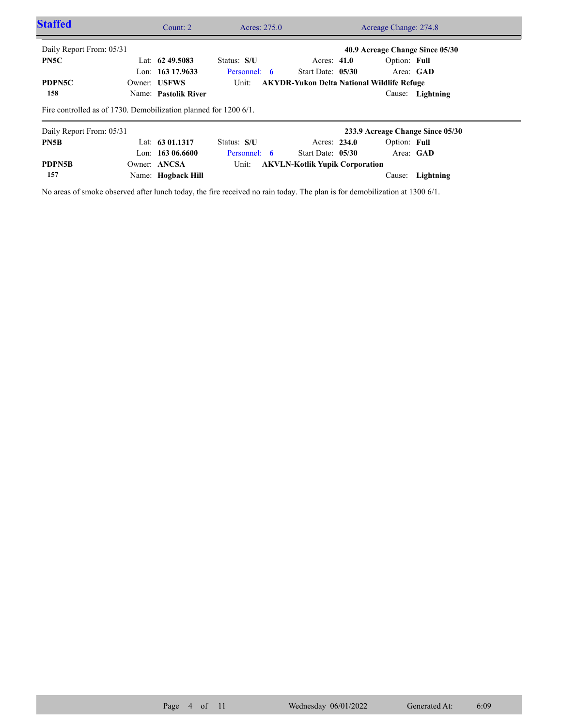## Staffed

Count: 2 | Acres: 275.0 | Acreage Change: 274.8

---

Daily Report From: 05/31 — **40.9 Acreage Change Since 05/30**

| | | | |
|---|---|---|---|
| **PN5C** | Lat: **62 49.5083** | Status: **S/U** | Acres: **41.0** | 
| | Lon: **163 17.9633** | Personnel: **6** | Start Date: **05/30** |
| **PDPN5C** | Owner: **USFWS** | Unit: **AKYDR-Yukon Delta National Wildlife Refuge** | |
| **158** | Name: **Pastolik River** | | |

Option: **Full** | Area: **GAD** | Cause: **Lightning**

Fire controlled as of 1730. Demobilization planned for 1200 6/1.

---

Daily Report From: 05/31 — **233.9 Acreage Change Since 05/30**

| | | | |
|---|---|---|---|
| **PN5B** | Lat: **63 01.1317** | Status: **S/U** | Acres: **234.0** |
| | Lon: **163 06.6600** | Personnel: **6** | Start Date: **05/30** |
| **PDPN5B** | Owner: **ANCSA** | Unit: **AKVLN-Kotlik Yupik Corporation** | |
| **157** | Name: **Hogback Hill** | | |

Option: **Full** | Area: **GAD** | Cause: **Lightning**

No areas of smoke observed after lunch today, the fire received no rain today. The plan is for demobilization at 1300 6/1.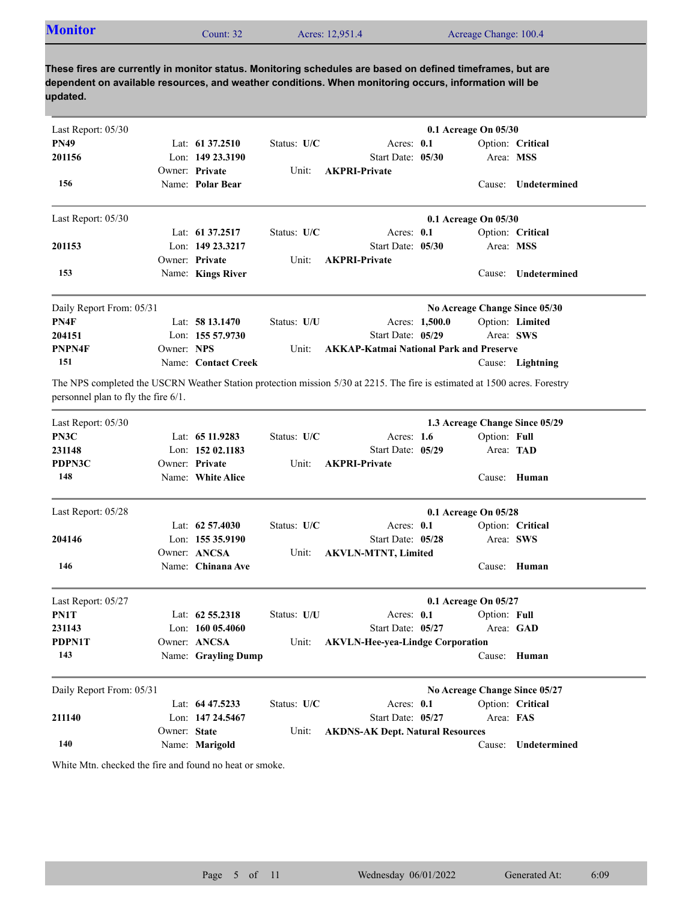## Monitor

Count: 32 | Acres: 12,951.4 | Acreage Change: 100.4

**These fires are currently in monitor status. Monitoring schedules are based on defined timeframes, but are dependent on available resources, and weather conditions. When monitoring occurs, information will be updated.**

---

Last Report: 05/30 — **0.1 Acreage On 05/30**

| | | | | |
|---|---|---|---|---|
| **PN49** | Lat: **61 37.2510** | Status: **U/C** | Acres: **0.1** | Option: **Critical** |
| **201156** | Lon: **149 23.3190** | | Start Date: **05/30** | Area: **MSS** |
| | Owner: **Private** | Unit: **AKPRI-Private** | | |
| **156** | Name: **Polar Bear** | | | Cause: **Undetermined** |

---

Last Report: 05/30 — **0.1 Acreage On 05/30**

| | | | | |
|---|---|---|---|---|
| | Lat: **61 37.2517** | Status: **U/C** | Acres: **0.1** | Option: **Critical** |
| **201153** | Lon: **149 23.3217** | | Start Date: **05/30** | Area: **MSS** |
| | Owner: **Private** | Unit: **AKPRI-Private** | | |
| **153** | Name: **Kings River** | | | Cause: **Undetermined** |

---

Daily Report From: 05/31 — **No Acreage Change Since 05/30**

| | | | | |
|---|---|---|---|---|
| **PN4F** | Lat: **58 13.1470** | Status: **U/U** | Acres: **1,500.0** | Option: **Limited** |
| **204151** | Lon: **155 57.9730** | | Start Date: **05/29** | Area: **SWS** |
| **PNPN4F** | Owner: **NPS** | Unit: **AKKAP-Katmai National Park and Preserve** | | |
| **151** | Name: **Contact Creek** | | | Cause: **Lightning** |

The NPS completed the USCRN Weather Station protection mission 5/30 at 2215. The fire is estimated at 1500 acres. Forestry personnel plan to fly the fire 6/1.

---

Last Report: 05/30 — **1.3 Acreage Change Since 05/29**

| | | | | |
|---|---|---|---|---|
| **PN3C** | Lat: **65 11.9283** | Status: **U/C** | Acres: **1.6** | Option: **Full** |
| **231148** | Lon: **152 02.1183** | | Start Date: **05/29** | Area: **TAD** |
| **PDPN3C** | Owner: **Private** | Unit: **AKPRI-Private** | | |
| **148** | Name: **White Alice** | | | Cause: **Human** |

---

Last Report: 05/28 — **0.1 Acreage On 05/28**

| | | | | |
|---|---|---|---|---|
| | Lat: **62 57.4030** | Status: **U/C** | Acres: **0.1** | Option: **Critical** |
| **204146** | Lon: **155 35.9190** | | Start Date: **05/28** | Area: **SWS** |
| | Owner: **ANCSA** | Unit: **AKVLN-MTNT, Limited** | | |
| **146** | Name: **Chinana Ave** | | | Cause: **Human** |

---

Last Report: 05/27 — **0.1 Acreage On 05/27**

| | | | | |
|---|---|---|---|---|
| **PN1T** | Lat: **62 55.2318** | Status: **U/U** | Acres: **0.1** | Option: **Full** |
| **231143** | Lon: **160 05.4060** | | Start Date: **05/27** | Area: **GAD** |
| **PDPN1T** | Owner: **ANCSA** | Unit: **AKVLN-Hee-yea-Lindge Corporation** | | |
| **143** | Name: **Grayling Dump** | | | Cause: **Human** |

---

Daily Report From: 05/31 — **No Acreage Change Since 05/27**

| | | | | |
|---|---|---|---|---|
| | Lat: **64 47.5233** | Status: **U/C** | Acres: **0.1** | Option: **Critical** |
| **211140** | Lon: **147 24.5467** | | Start Date: **05/27** | Area: **FAS** |
| | Owner: **State** | Unit: **AKDNS-AK Dept. Natural Resources** | | |
| **140** | Name: **Marigold** | | | Cause: **Undetermined** |

White Mtn. checked the fire and found no heat or smoke.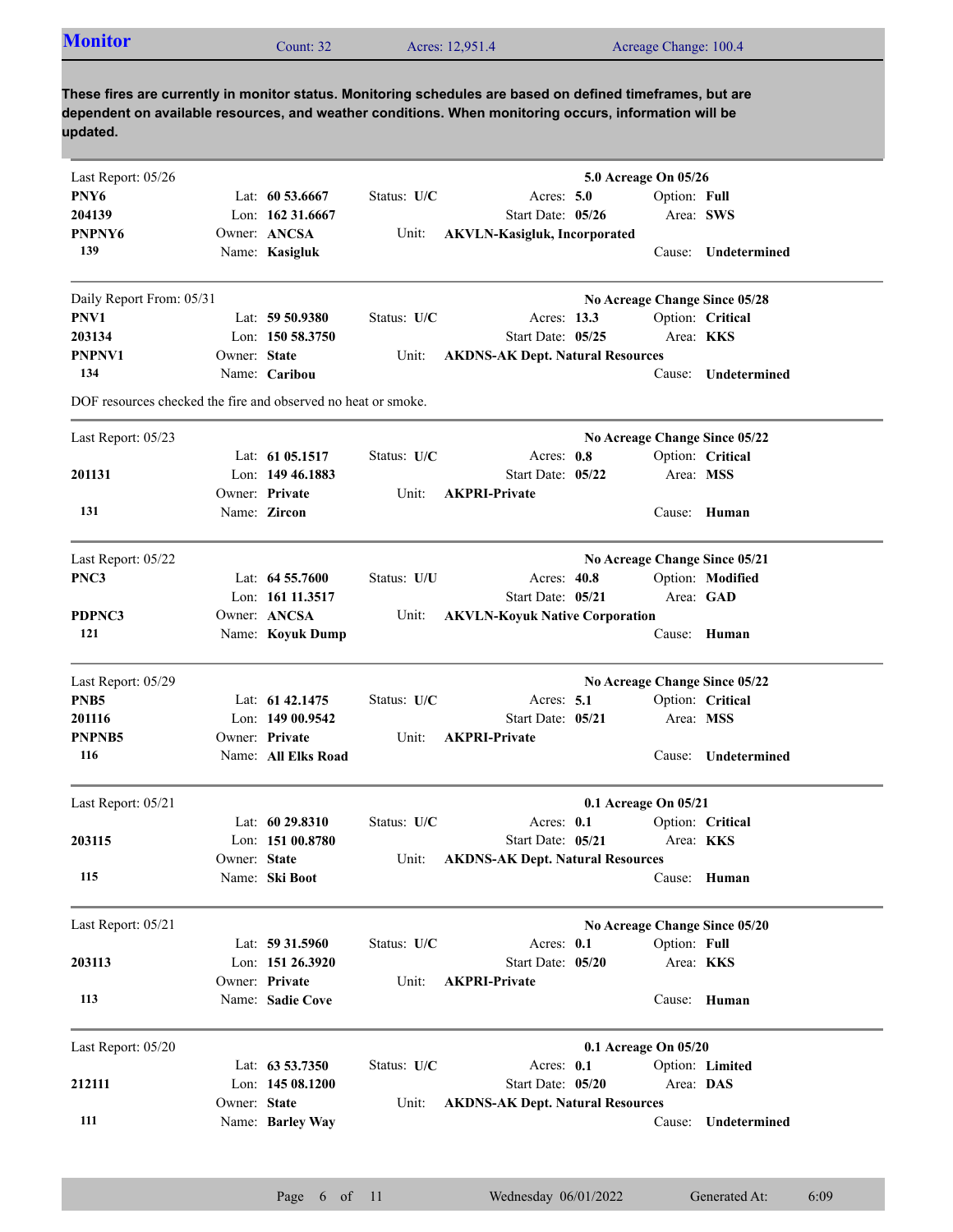## Monitor

Count: 32 | Acres: 12,951.4 | Acreage Change: 100.4

**These fires are currently in monitor status. Monitoring schedules are based on defined timeframes, but are dependent on available resources, and weather conditions. When monitoring occurs, information will be updated.**

---

Last Report: 05/26 — **5.0 Acreage On 05/26**

**PNY6**
**204139**
**PNPNY6**
**139**

Lat: **60 53.6667** | Lon: **162 31.6667** | Owner: **ANCSA** | Name: **Kasigluk**
Status: **U/C** | Unit: **AKVLN-Kasigluk, Incorporated**
Acres: **5.0** | Start Date: **05/26**
Option: **Full** | Area: **SWS** | Cause: **Undetermined**

---

Daily Report From: 05/31 — **No Acreage Change Since 05/28**

**PNV1**
**203134**
**PNPNV1**
**134**

Lat: **59 50.9380** | Lon: **150 58.3750** | Owner: **State** | Name: **Caribou**
Status: **U/C** | Unit: **AKDNS-AK Dept. Natural Resources**
Acres: **13.3** | Start Date: **05/25**
Option: **Critical** | Area: **KKS** | Cause: **Undetermined**

DOF resources checked the fire and observed no heat or smoke.

---

Last Report: 05/23 — **No Acreage Change Since 05/22**

**201131**
**131**

Lat: **61 05.1517** | Lon: **149 46.1883** | Owner: **Private** | Name: **Zircon**
Status: **U/C** | Unit: **AKPRI-Private**
Acres: **0.8** | Start Date: **05/22**
Option: **Critical** | Area: **MSS** | Cause: **Human**

---

Last Report: 05/22 — **No Acreage Change Since 05/21**

**PNC3**
**PDPNC3**
**121**

Lat: **64 55.7600** | Lon: **161 11.3517** | Owner: **ANCSA** | Name: **Koyuk Dump**
Status: **U/U** | Unit: **AKVLN-Koyuk Native Corporation**
Acres: **40.8** | Start Date: **05/21**
Option: **Modified** | Area: **GAD** | Cause: **Human**

---

Last Report: 05/29 — **No Acreage Change Since 05/22**

**PNB5**
**201116**
**PNPNB5**
**116**

Lat: **61 42.1475** | Lon: **149 00.9542** | Owner: **Private** | Name: **All Elks Road**
Status: **U/C** | Unit: **AKPRI-Private**
Acres: **5.1** | Start Date: **05/21**
Option: **Critical** | Area: **MSS** | Cause: **Undetermined**

---

Last Report: 05/21 — **0.1 Acreage On 05/21**

**203115**
**115**

Lat: **60 29.8310** | Lon: **151 00.8780** | Owner: **State** | Name: **Ski Boot**
Status: **U/C** | Unit: **AKDNS-AK Dept. Natural Resources**
Acres: **0.1** | Start Date: **05/21**
Option: **Critical** | Area: **KKS** | Cause: **Human**

---

Last Report: 05/21 — **No Acreage Change Since 05/20**

**203113**
**113**

Lat: **59 31.5960** | Lon: **151 26.3920** | Owner: **Private** | Name: **Sadie Cove**
Status: **U/C** | Unit: **AKPRI-Private**
Acres: **0.1** | Start Date: **05/20**
Option: **Full** | Area: **KKS** | Cause: **Human**

---

Last Report: 05/20 — **0.1 Acreage On 05/20**

**212111**
**111**

Lat: **63 53.7350** | Lon: **145 08.1200** | Owner: **State** | Name: **Barley Way**
Status: **U/C** | Unit: **AKDNS-AK Dept. Natural Resources**
Acres: **0.1** | Start Date: **05/20**
Option: **Limited** | Area: **DAS** | Cause: **Undetermined**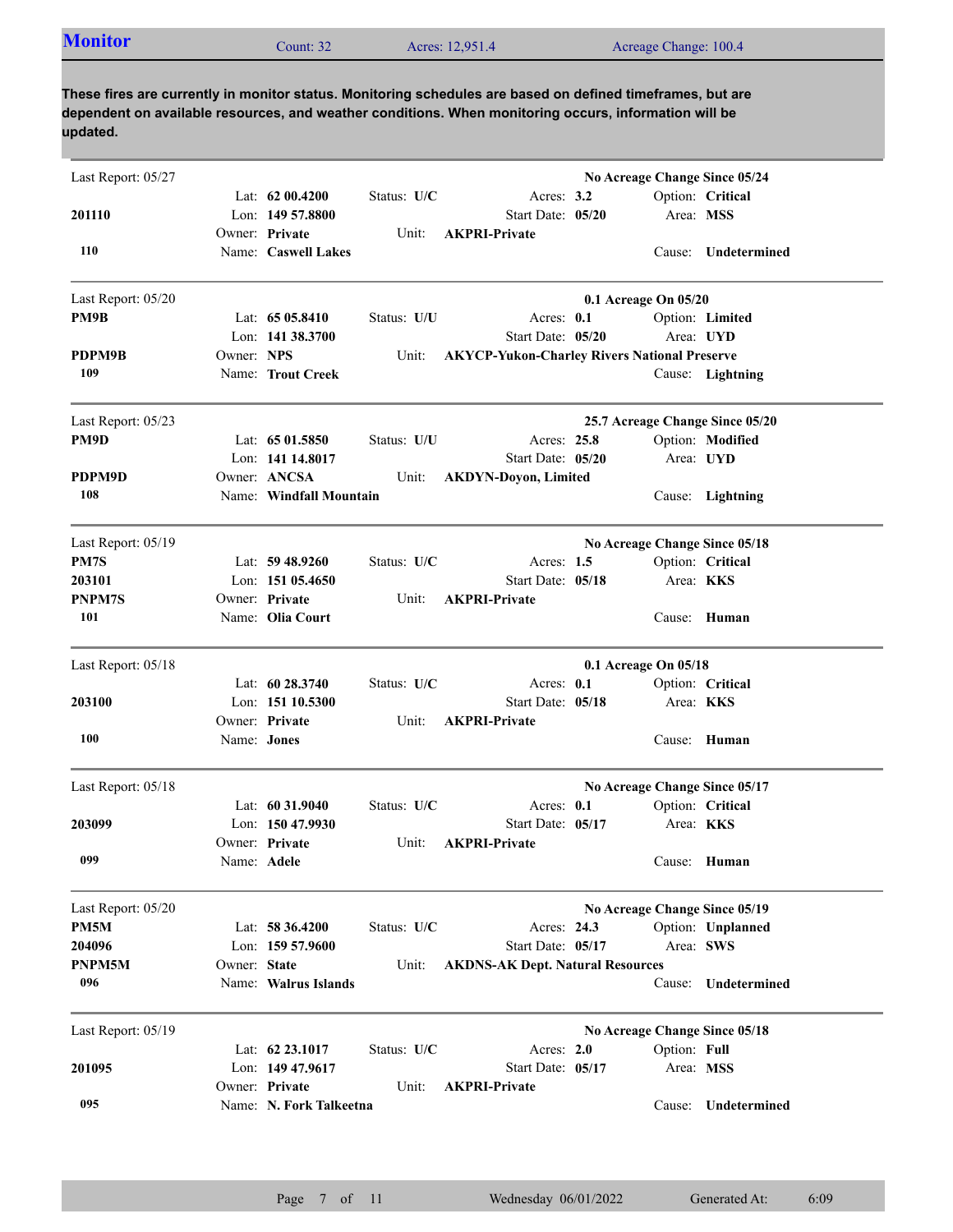## Monitor

Count: 32 | Acres: 12,951.4 | Acreage Change: 100.4

**These fires are currently in monitor status. Monitoring schedules are based on defined timeframes, but are dependent on available resources, and weather conditions. When monitoring occurs, information will be updated.**

---

Last Report: 05/27 — **No Acreage Change Since 05/24**

| | | | |
|---|---|---|---|
| | Lat: **62 00.4200** | Status: **U/C** | Acres: **3.2** | Option: **Critical** |
| **201110** | Lon: **149 57.8800** | | Start Date: **05/20** | Area: **MSS** |
| | Owner: **Private** | Unit: **AKPRI-Private** | | |
| **110** | Name: **Caswell Lakes** | | | Cause: **Undetermined** |

---

Last Report: 05/20 — **0.1 Acreage On 05/20**

| | | | | |
|---|---|---|---|---|
| **PM9B** | Lat: **65 05.8410** | Status: **U/U** | Acres: **0.1** | Option: **Limited** |
| | Lon: **141 38.3700** | | Start Date: **05/20** | Area: **UYD** |
| **PDPM9B** | Owner: **NPS** | Unit: **AKYCP-Yukon-Charley Rivers National Preserve** | | |
| **109** | Name: **Trout Creek** | | | Cause: **Lightning** |

---

Last Report: 05/23 — **25.7 Acreage Change Since 05/20**

| | | | | |
|---|---|---|---|---|
| **PM9D** | Lat: **65 01.5850** | Status: **U/U** | Acres: **25.8** | Option: **Modified** |
| | Lon: **141 14.8017** | | Start Date: **05/20** | Area: **UYD** |
| **PDPM9D** | Owner: **ANCSA** | Unit: **AKDYN-Doyon, Limited** | | |
| **108** | Name: **Windfall Mountain** | | | Cause: **Lightning** |

---

Last Report: 05/19 — **No Acreage Change Since 05/18**

| | | | | |
|---|---|---|---|---|
| **PM7S** | Lat: **59 48.9260** | Status: **U/C** | Acres: **1.5** | Option: **Critical** |
| **203101** | Lon: **151 05.4650** | | Start Date: **05/18** | Area: **KKS** |
| **PNPM7S** | Owner: **Private** | Unit: **AKPRI-Private** | | |
| **101** | Name: **Olia Court** | | | Cause: **Human** |

---

Last Report: 05/18 — **0.1 Acreage On 05/18**

| | | | | |
|---|---|---|---|---|
| | Lat: **60 28.3740** | Status: **U/C** | Acres: **0.1** | Option: **Critical** |
| **203100** | Lon: **151 10.5300** | | Start Date: **05/18** | Area: **KKS** |
| | Owner: **Private** | Unit: **AKPRI-Private** | | |
| **100** | Name: **Jones** | | | Cause: **Human** |

---

Last Report: 05/18 — **No Acreage Change Since 05/17**

| | | | | |
|---|---|---|---|---|
| | Lat: **60 31.9040** | Status: **U/C** | Acres: **0.1** | Option: **Critical** |
| **203099** | Lon: **150 47.9930** | | Start Date: **05/17** | Area: **KKS** |
| | Owner: **Private** | Unit: **AKPRI-Private** | | |
| **099** | Name: **Adele** | | | Cause: **Human** |

---

Last Report: 05/20 — **No Acreage Change Since 05/19**

| | | | | |
|---|---|---|---|---|
| **PM5M** | Lat: **58 36.4200** | Status: **U/C** | Acres: **24.3** | Option: **Unplanned** |
| **204096** | Lon: **159 57.9600** | | Start Date: **05/17** | Area: **SWS** |
| **PNPM5M** | Owner: **State** | Unit: **AKDNS-AK Dept. Natural Resources** | | |
| **096** | Name: **Walrus Islands** | | | Cause: **Undetermined** |

---

Last Report: 05/19 — **No Acreage Change Since 05/18**

| | | | | |
|---|---|---|---|---|
| | Lat: **62 23.1017** | Status: **U/C** | Acres: **2.0** | Option: **Full** |
| **201095** | Lon: **149 47.9617** | | Start Date: **05/17** | Area: **MSS** |
| | Owner: **Private** | Unit: **AKPRI-Private** | | |
| **095** | Name: **N. Fork Talkeetna** | | | Cause: **Undetermined** |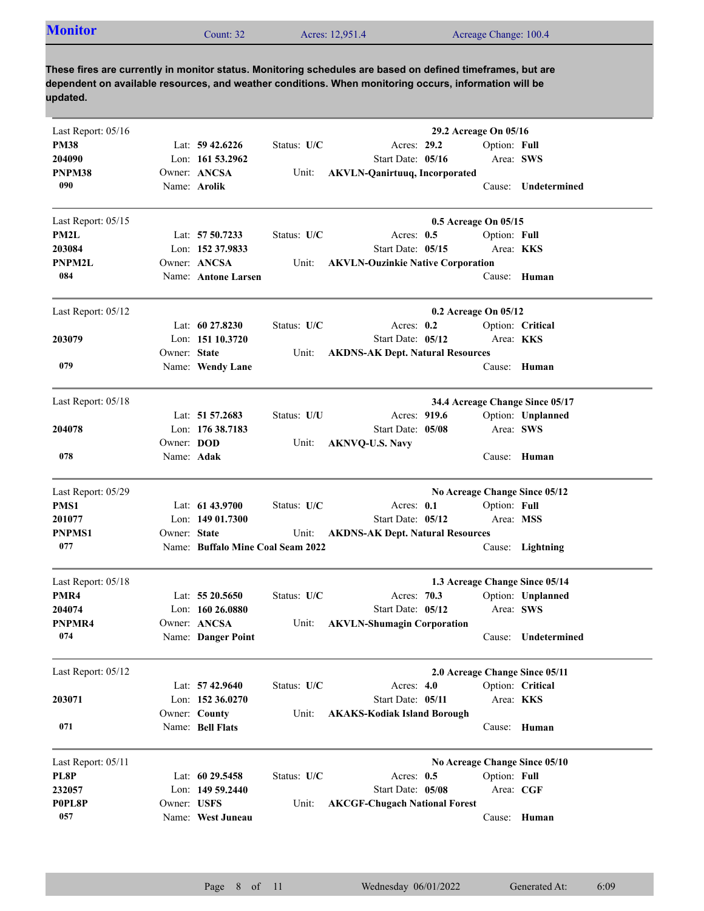## Monitor

Count: 32 | Acres: 12,951.4 | Acreage Change: 100.4

**These fires are currently in monitor status. Monitoring schedules are based on defined timeframes, but are dependent on available resources, and weather conditions. When monitoring occurs, information will be updated.**

---

Last Report: 05/16 — **29.2 Acreage On 05/16**

**PM38** | Lat: **59 42.6226** | Status: **U/C** | Acres: **29.2** | Option: **Full**
**204090** | Lon: **161 53.2962** | Start Date: **05/16** | Area: **SWS**
**PNPM38** | Owner: **ANCSA** | Unit: **AKVLN-Qanirtuuq, Incorporated**
**090** | Name: **Arolik** | Cause: **Undetermined**

---

Last Report: 05/15 — **0.5 Acreage On 05/15**

**PM2L** | Lat: **57 50.7233** | Status: **U/C** | Acres: **0.5** | Option: **Full**
**203084** | Lon: **152 37.9833** | Start Date: **05/15** | Area: **KKS**
**PNPM2L** | Owner: **ANCSA** | Unit: **AKVLN-Ouzinkie Native Corporation**
**084** | Name: **Antone Larsen** | Cause: **Human**

---

Last Report: 05/12 — **0.2 Acreage On 05/12**

Lat: **60 27.8230** | Status: **U/C** | Acres: **0.2** | Option: **Critical**
**203079** | Lon: **151 10.3720** | Start Date: **05/12** | Area: **KKS**
Owner: **State** | Unit: **AKDNS-AK Dept. Natural Resources**
**079** | Name: **Wendy Lane** | Cause: **Human**

---

Last Report: 05/18 — **34.4 Acreage Change Since 05/17**

Lat: **51 57.2683** | Status: **U/U** | Acres: **919.6** | Option: **Unplanned**
**204078** | Lon: **176 38.7183** | Start Date: **05/08** | Area: **SWS**
Owner: **DOD** | Unit: **AKNVQ-U.S. Navy**
**078** | Name: **Adak** | Cause: **Human**

---

Last Report: 05/29 — **No Acreage Change Since 05/12**

**PMS1** | Lat: **61 43.9700** | Status: **U/C** | Acres: **0.1** | Option: **Full**
**201077** | Lon: **149 01.7300** | Start Date: **05/12** | Area: **MSS**
**PNPMS1** | Owner: **State** | Unit: **AKDNS-AK Dept. Natural Resources**
**077** | Name: **Buffalo Mine Coal Seam 2022** | Cause: **Lightning**

---

Last Report: 05/18 — **1.3 Acreage Change Since 05/14**

**PMR4** | Lat: **55 20.5650** | Status: **U/C** | Acres: **70.3** | Option: **Unplanned**
**204074** | Lon: **160 26.0880** | Start Date: **05/12** | Area: **SWS**
**PNPMR4** | Owner: **ANCSA** | Unit: **AKVLN-Shumagin Corporation**
**074** | Name: **Danger Point** | Cause: **Undetermined**

---

Last Report: 05/12 — **2.0 Acreage Change Since 05/11**

Lat: **57 42.9640** | Status: **U/C** | Acres: **4.0** | Option: **Critical**
**203071** | Lon: **152 36.0270** | Start Date: **05/11** | Area: **KKS**
Owner: **County** | Unit: **AKAKS-Kodiak Island Borough**
**071** | Name: **Bell Flats** | Cause: **Human**

---

Last Report: 05/11 — **No Acreage Change Since 05/10**

**PL8P** | Lat: **60 29.5458** | Status: **U/C** | Acres: **0.5** | Option: **Full**
**232057** | Lon: **149 59.2440** | Start Date: **05/08** | Area: **CGF**
**P0PL8P** | Owner: **USFS** | Unit: **AKCGF-Chugach National Forest**
**057** | Name: **West Juneau** | Cause: **Human**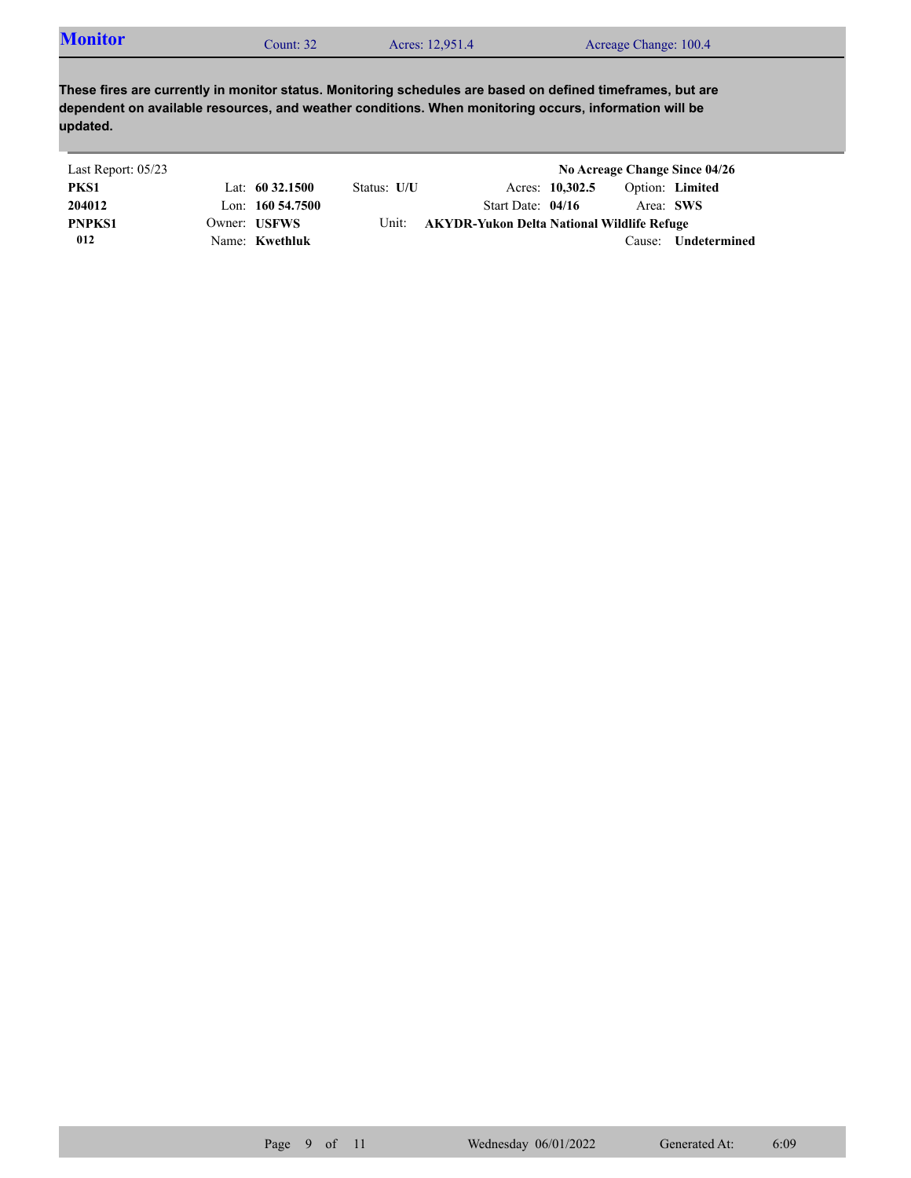## Monitor

Count: 32 | Acres: 12,951.4 | Acreage Change: 100.4

**These fires are currently in monitor status. Monitoring schedules are based on defined timeframes, but are dependent on available resources, and weather conditions. When monitoring occurs, information will be updated.**

Last Report: 05/23 **No Acreage Change Since 04/26**

| | | | | | |
|---|---|---|---|---|---|
| **PKS1** | Lat: **60 32.1500** | Status: **U/U** | Acres: **10,302.5** | Option: **Limited** | |
| **204012** | Lon: **160 54.7500** | | Start Date: **04/16** | Area: **SWS** | |
| **PNPKS1** | Owner: **USFWS** | Unit: **AKYDR-Yukon Delta National Wildlife Refuge** | | | |
| **012** | Name: **Kwethluk** | | | Cause: **Undetermined** | |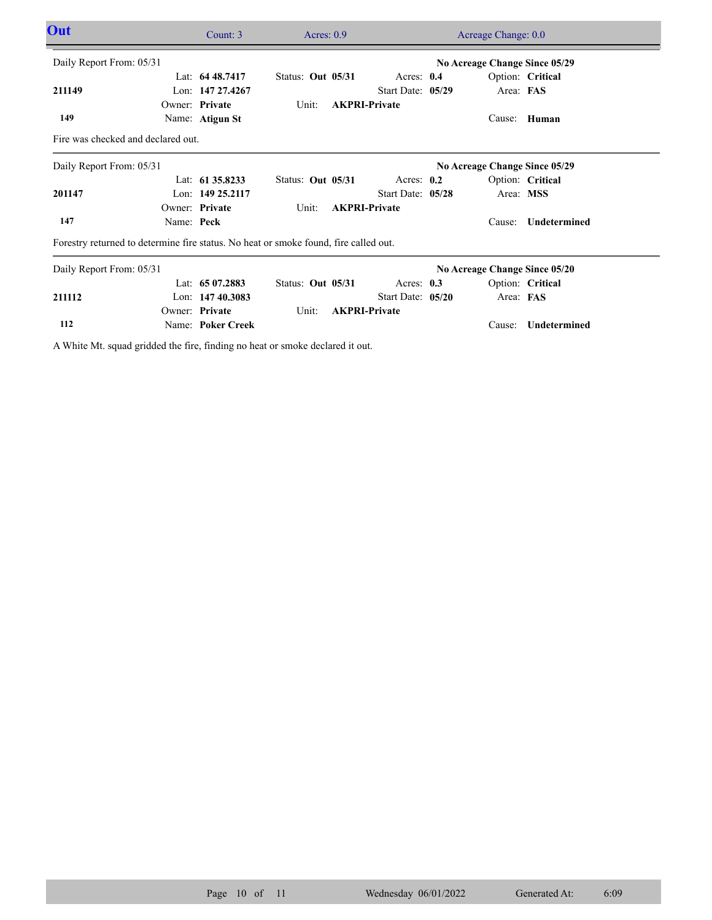## Out

Count: 3 | Acres: 0.9 | Acreage Change: 0.0

---

Daily Report From: 05/31 — **No Acreage Change Since 05/29**

| | | | | |
|---|---|---|---|---|
| | Lat: **64 48.7417** | Status: **Out 05/31** | Acres: **0.4** | Option: **Critical** |
| **211149** | Lon: **147 27.4267** | | Start Date: **05/29** | Area: **FAS** |
| | Owner: **Private** | Unit: **AKPRI-Private** | | |
| **149** | Name: **Atigun St** | | | Cause: **Human** |

Fire was checked and declared out.

---

Daily Report From: 05/31 — **No Acreage Change Since 05/29**

| | | | | |
|---|---|---|---|---|
| | Lat: **61 35.8233** | Status: **Out 05/31** | Acres: **0.2** | Option: **Critical** |
| **201147** | Lon: **149 25.2117** | | Start Date: **05/28** | Area: **MSS** |
| | Owner: **Private** | Unit: **AKPRI-Private** | | |
| **147** | Name: **Peck** | | | Cause: **Undetermined** |

Forestry returned to determine fire status. No heat or smoke found, fire called out.

---

Daily Report From: 05/31 — **No Acreage Change Since 05/20**

| | | | | |
|---|---|---|---|---|
| | Lat: **65 07.2883** | Status: **Out 05/31** | Acres: **0.3** | Option: **Critical** |
| **211112** | Lon: **147 40.3083** | | Start Date: **05/20** | Area: **FAS** |
| | Owner: **Private** | Unit: **AKPRI-Private** | | |
| **112** | Name: **Poker Creek** | | | Cause: **Undetermined** |

A White Mt. squad gridded the fire, finding no heat or smoke declared it out.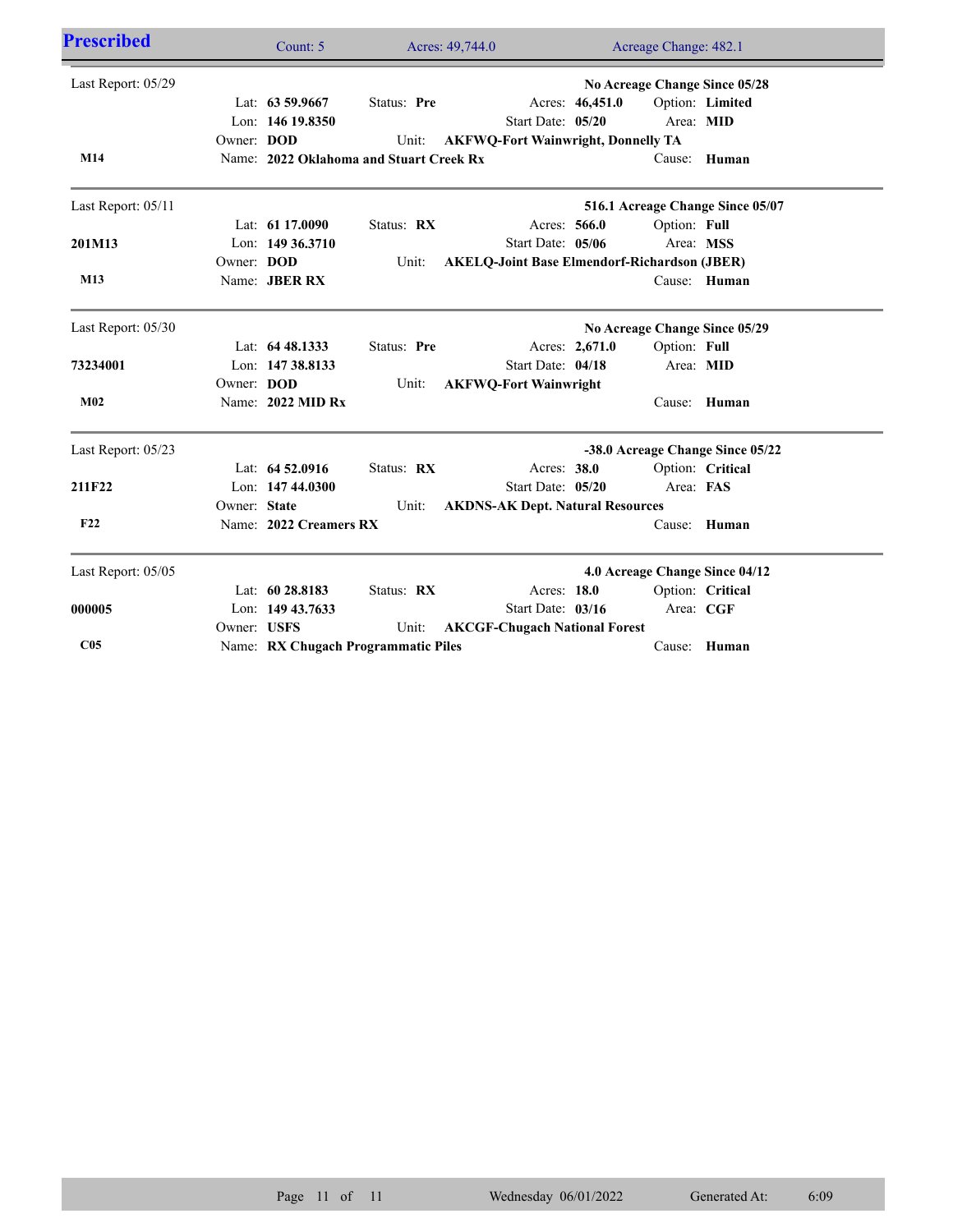## Prescribed

Count: 5 | Acres: 49,744.0 | Acreage Change: 482.1

---

Last Report: 05/29 — **No Acreage Change Since 05/28**

| | | | |
|---|---|---|---|
| Lat: **63 59.9667** | Status: **Pre** | Acres: **46,451.0** | Option: **Limited** |
| Lon: **146 19.8350** | | Start Date: **05/20** | Area: **MID** |
| Owner: **DOD** | Unit: **AKFWQ-Fort Wainwright, Donnelly TA** | | |
| Name: **2022 Oklahoma and Stuart Creek Rx** | | | Cause: **Human** |

**M14**

---

Last Report: 05/11 — **516.1 Acreage Change Since 05/07**

**201M13**

| | | | |
|---|---|---|---|
| Lat: **61 17.0090** | Status: **RX** | Acres: **566.0** | Option: **Full** |
| Lon: **149 36.3710** | | Start Date: **05/06** | Area: **MSS** |
| Owner: **DOD** | Unit: **AKELQ-Joint Base Elmendorf-Richardson (JBER)** | | |
| Name: **JBER RX** | | | Cause: **Human** |

**M13**

---

Last Report: 05/30 — **No Acreage Change Since 05/29**

**73234001**

| | | | |
|---|---|---|---|
| Lat: **64 48.1333** | Status: **Pre** | Acres: **2,671.0** | Option: **Full** |
| Lon: **147 38.8133** | | Start Date: **04/18** | Area: **MID** |
| Owner: **DOD** | Unit: **AKFWQ-Fort Wainwright** | | |
| Name: **2022 MID Rx** | | | Cause: **Human** |

**M02**

---

Last Report: 05/23 — **-38.0 Acreage Change Since 05/22**

**211F22**

| | | | |
|---|---|---|---|
| Lat: **64 52.0916** | Status: **RX** | Acres: **38.0** | Option: **Critical** |
| Lon: **147 44.0300** | | Start Date: **05/20** | Area: **FAS** |
| Owner: **State** | Unit: **AKDNS-AK Dept. Natural Resources** | | |
| Name: **2022 Creamers RX** | | | Cause: **Human** |

**F22**

---

Last Report: 05/05 — **4.0 Acreage Change Since 04/12**

**000005**

| | | | |
|---|---|---|---|
| Lat: **60 28.8183** | Status: **RX** | Acres: **18.0** | Option: **Critical** |
| Lon: **149 43.7633** | | Start Date: **03/16** | Area: **CGF** |
| Owner: **USFS** | Unit: **AKCGF-Chugach National Forest** | | |
| Name: **RX Chugach Programmatic Piles** | | | Cause: **Human** |

**C05**

Wednesday 06/01/2022 — Generated At: 6:09